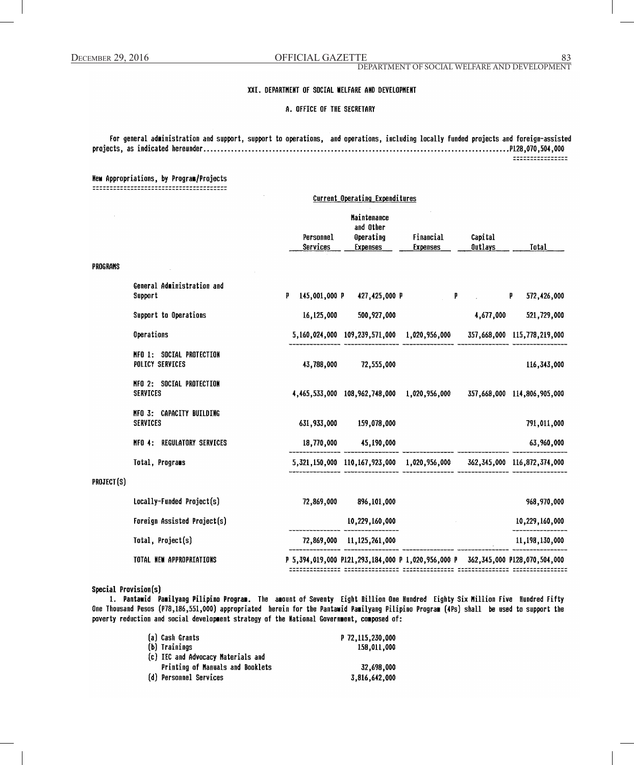## XXI. DEPARTMENT OF SOCIAL WELFARE AND DEVELOPMENT

### A. OFFICE OF THE SECRETARY

For general administration and support, support to operations, and operations, including locally funded projects and foreign-assisted projects, as indicated hereunder.......................................................................................P128,070,504,000

New Appropriations, by Program/Projects

| | Current Operating Expenditures | | | | |
|---|---|---|---|---|---|
| | Personnel Services | Maintenance and Other Operating Expenses | Financial Expenses | Capital Outlays | Total |
| **PROGRAMS** | | | | | |
| General Administration and Support | P 145,001,000 | P 427,425,000 | P | P | 572,426,000 |
| Support to Operations | 16,125,000 | 500,927,000 | | 4,677,000 | 521,729,000 |
| Operations | 5,160,024,000 | 109,239,571,000 | 1,020,956,000 | 357,668,000 | 115,778,219,000 |
| MFO 1: SOCIAL PROTECTION POLICY SERVICES | 43,788,000 | 72,555,000 | | | 116,343,000 |
| MFO 2: SOCIAL PROTECTION SERVICES | 4,465,533,000 | 108,962,748,000 | 1,020,956,000 | 357,668,000 | 114,806,905,000 |
| MFO 3: CAPACITY BUILDING SERVICES | 631,933,000 | 159,078,000 | | | 791,011,000 |
| MFO 4: REGULATORY SERVICES | 18,770,000 | 45,190,000 | | | 63,960,000 |
| Total, Programs | 5,321,150,000 | 110,167,923,000 | 1,020,956,000 | 362,345,000 | 116,872,374,000 |
| **PROJECT(S)** | | | | | |
| Locally-Funded Project(s) | 72,869,000 | 896,101,000 | | | 968,970,000 |
| Foreign Assisted Project(s) | | 10,229,160,000 | | | 10,229,160,000 |
| Total, Project(s) | 72,869,000 | 11,125,261,000 | | | 11,198,130,000 |
| TOTAL NEW APPROPRIATIONS | P 5,394,019,000 | P121,293,184,000 | P 1,020,956,000 | P 362,345,000 | P128,070,504,000 |

Special Provision(s)

1. **Pantawid Pamilyang Pilipino Program.** The amount of Seventy Eight Billion One Hundred Eighty Six Million Five Hundred Fifty One Thousand Pesos (P78,186,551,000) appropriated herein for the Pantawid Pamilyang Pilipino Program (4Ps) shall be used to support the poverty reduction and social development strategy of the National Government, composed of:

| | |
|---|---|
| (a) Cash Grants | P 72,115,230,000 |
| (b) Trainings | 158,011,000 |
| (c) IEC and Advocacy Materials and Printing of Manuals and Booklets | 32,698,000 |
| (d) Personnel Services | 3,816,642,000 |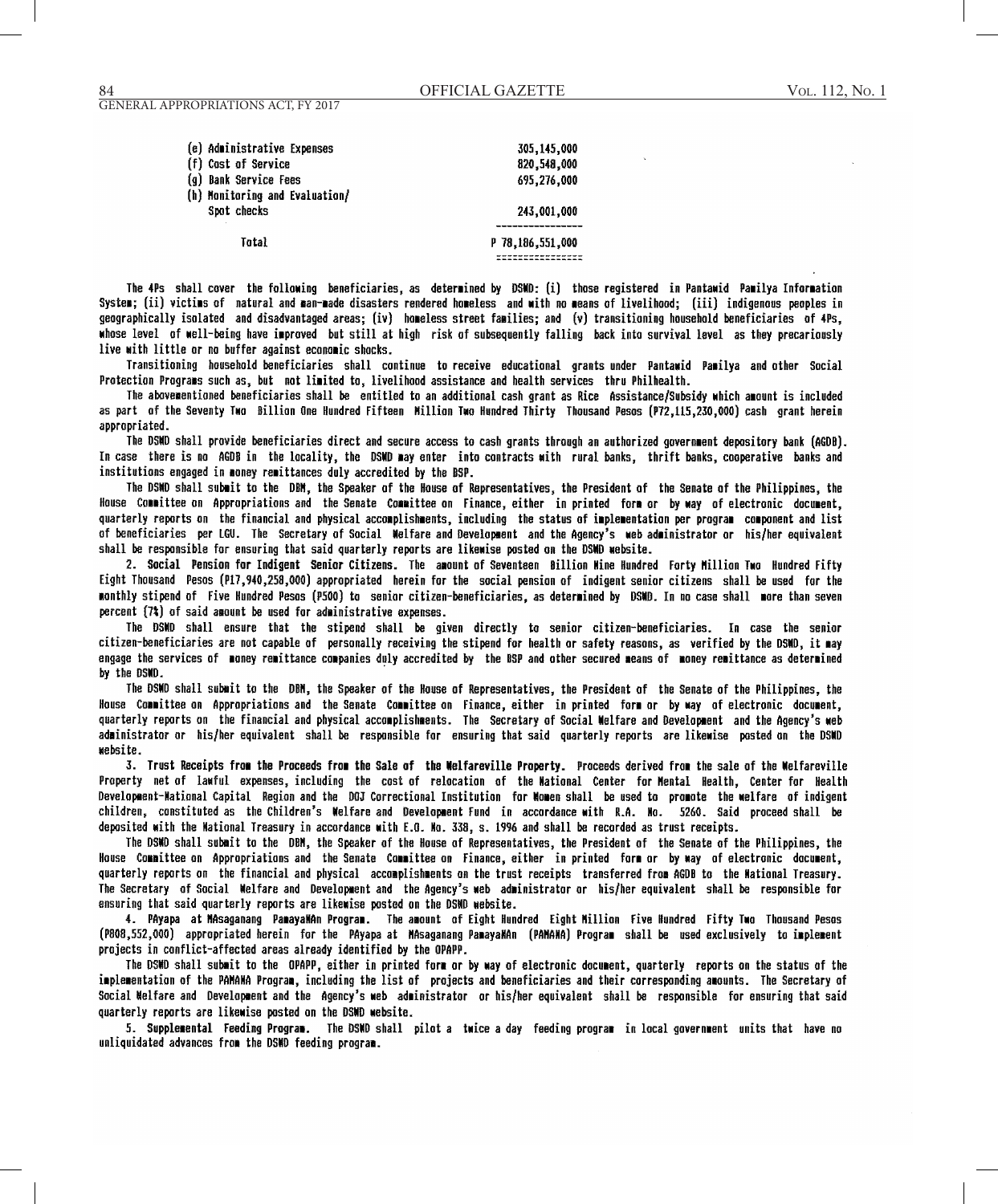| | |
|---|---|
| (e) Administrative Expenses | 305,145,000 |
| (f) Cost of Service | 820,548,000 |
| (g) Bank Service Fees | 695,276,000 |
| (h) Monitoring and Evaluation/ Spot checks | 243,001,000 |
| Total | P 78,186,551,000 |

The 4Ps shall cover the following beneficiaries, as determined by DSWD: (i) those registered in Pantawid Pamilya Information System; (ii) victims of natural and man-made disasters rendered homeless and with no means of livelihood; (iii) indigenous peoples in geographically isolated and disadvantaged areas; (iv) homeless street families; and (v) transitioning household beneficiaries of 4Ps, whose level of well-being have improved but still at high risk of subsequently falling back into survival level as they precariously live with little or no buffer against economic shocks.

Transitioning household beneficiaries shall continue to receive educational grants under Pantawid Pamilya and other Social Protection Programs such as, but not limited to, livelihood assistance and health services thru Philhealth.

The abovementioned beneficiaries shall be entitled to an additional cash grant as Rice Assistance/Subsidy which amount is included as part of the Seventy Two Billion One Hundred Fifteen Million Two Hundred Thirty Thousand Pesos (P72,115,230,000) cash grant herein appropriated.

The DSWD shall provide beneficiaries direct and secure access to cash grants through an authorized government depository bank (AGDB). In case there is no AGDB in the locality, the DSWD may enter into contracts with rural banks, thrift banks, cooperative banks and institutions engaged in money remittances duly accredited by the BSP.

The DSWD shall submit to the DBM, the Speaker of the House of Representatives, the President of the Senate of the Philippines, the House Committee on Appropriations and the Senate Committee on Finance, either in printed form or by way of electronic document, quarterly reports on the financial and physical accomplishments, including the status of implementation per program component and list of beneficiaries per LGU. The Secretary of Social Welfare and Development and the Agency's web administrator or his/her equivalent shall be responsible for ensuring that said quarterly reports are likewise posted on the DSWD website.

2. **Social Pension for Indigent Senior Citizens.** The amount of Seventeen Billion Nine Hundred Forty Million Two Hundred Fifty Eight Thousand Pesos (P17,940,258,000) appropriated herein for the social pension of indigent senior citizens shall be used for the monthly stipend of Five Hundred Pesos (P500) to senior citizen-beneficiaries, as determined by DSWD. In no case shall more than seven percent (7%) of said amount be used for administrative expenses.

The DSWD shall ensure that the stipend shall be given directly to senior citizen-beneficiaries. In case the senior citizen-beneficiaries are not capable of personally receiving the stipend for health or safety reasons, as verified by the DSWD, it may engage the services of money remittance companies duly accredited by the BSP and other secured means of money remittance as determined by the DSWD.

The DSWD shall submit to the DBM, the Speaker of the House of Representatives, the President of the Senate of the Philippines, the House Committee on Appropriations and the Senate Committee on Finance, either in printed form or by way of electronic document, quarterly reports on the financial and physical accomplishments. The Secretary of Social Welfare and Development and the Agency's web administrator or his/her equivalent shall be responsible for ensuring that said quarterly reports are likewise posted on the DSWD website.

3. **Trust Receipts from the Proceeds from the Sale of the Welfareville Property.** Proceeds derived from the sale of the Welfareville Property net of lawful expenses, including the cost of relocation of the National Center for Mental Health, Center for Health Development-National Capital Region and the DOJ Correctional Institution for Women shall be used to promote the welfare of indigent children, constituted as the Children's Welfare and Development Fund in accordance with R.A. No. 5260. Said proceed shall be deposited with the National Treasury in accordance with E.O. No. 338, s. 1996 and shall be recorded as trust receipts.

The DSWD shall submit to the DBM, the Speaker of the House of Representatives, the President of the Senate of the Philippines, the House Committee on Appropriations and the Senate Committee on Finance, either in printed form or by way of electronic document, quarterly reports on the financial and physical accomplishments on the trust receipts transferred from AGDB to the National Treasury. The Secretary of Social Welfare and Development and the Agency's web administrator or his/her equivalent shall be responsible for ensuring that said quarterly reports are likewise posted on the DSWD website.

4. **PAyapa at MAsaganang PamayaNAn Program.** The amount of Eight Hundred Eight Million Five Hundred Fifty Two Thousand Pesos (P808,552,000) appropriated herein for the PAyapa at MAsaganang PamayaNAn (PAMANA) Program shall be used exclusively to implement projects in conflict-affected areas already identified by the OPAPP.

The DSWD shall submit to the OPAPP, either in printed form or by way of electronic document, quarterly reports on the status of the implementation of the PAMANA Program, including the list of projects and beneficiaries and their corresponding amounts. The Secretary of Social Welfare and Development and the Agency's web administrator or his/her equivalent shall be responsible for ensuring that said quarterly reports are likewise posted on the DSWD website.

5. **Supplemental Feeding Program.** The DSWD shall pilot a twice a day feeding program in local government units that have no unliquidated advances from the DSWD feeding program.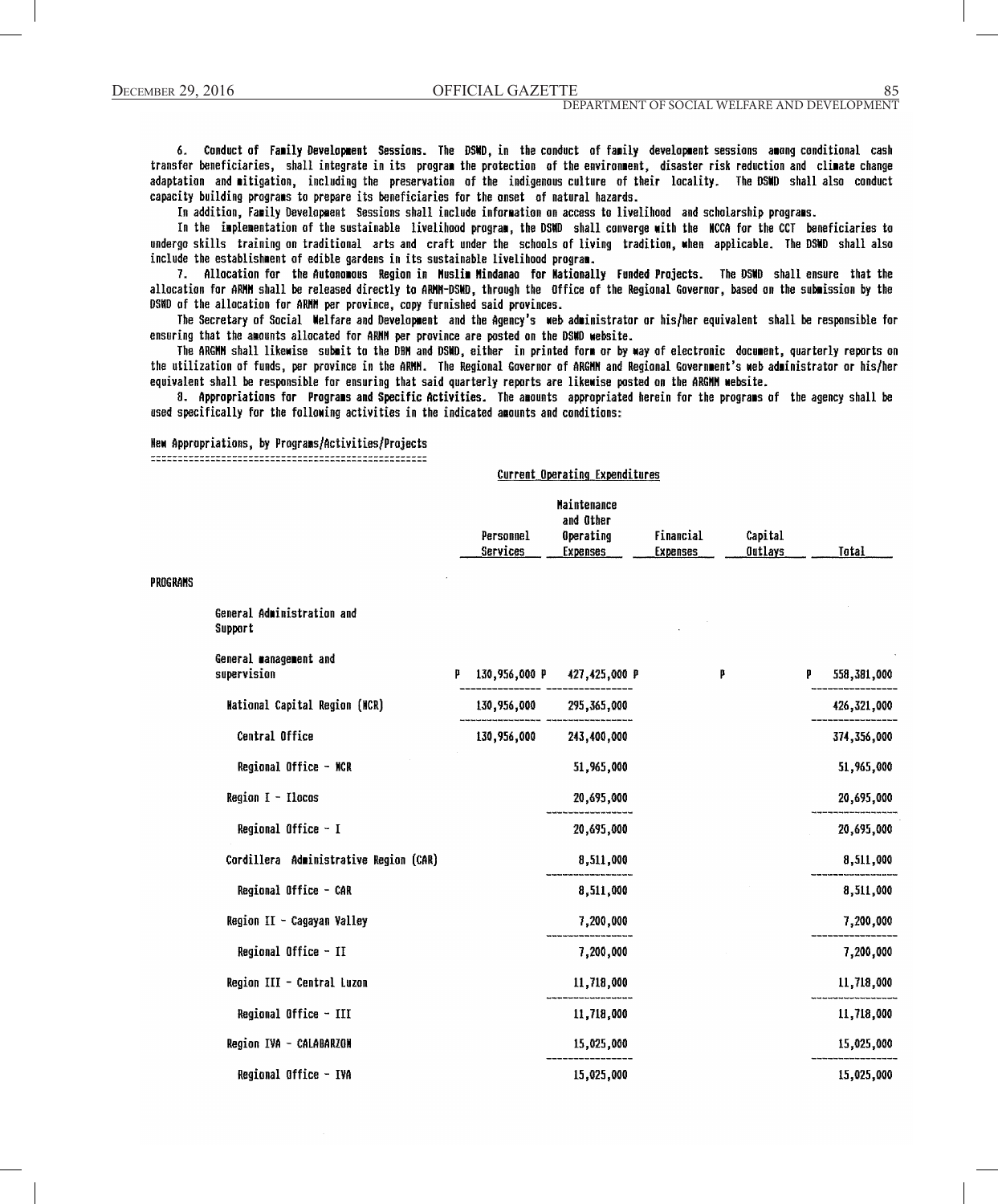6. Conduct of Family Development Sessions. The DSWD, in the conduct of family development sessions among conditional cash transfer beneficiaries, shall integrate in its program the protection of the environment, disaster risk reduction and climate change adaptation and mitigation, including the preservation of the indigenous culture of their locality. The DSWD shall also conduct capacity building programs to prepare its beneficiaries for the onset of natural hazards.

In addition, Family Development Sessions shall include information on access to livelihood and scholarship programs.

In the implementation of the sustainable livelihood program, the DSWD shall converge with the NCCA for the CCT beneficiaries to undergo skills training on traditional arts and craft under the schools of living tradition, when applicable. The DSWD shall also include the establishment of edible gardens in its sustainable livelihood program.

7. Allocation for the Autonomous Region in Muslim Mindanao for Nationally Funded Projects. The DSWD shall ensure that the allocation for ARMM shall be released directly to ARMM-DSWD, through the Office of the Regional Governor, based on the submission by the DSWD of the allocation for ARMM per province, copy furnished said provinces.

The Secretary of Social Welfare and Development and the Agency's web administrator or his/her equivalent shall be responsible for ensuring that the amounts allocated for ARMM per province are posted on the DSWD website.

The ARGMM shall likewise submit to the DBM and DSWD, either in printed form or by way of electronic document, quarterly reports on the utilization of funds, per province in the ARMM. The Regional Governor of ARGMM and Regional Government's web administrator or his/her equivalent shall be responsible for ensuring that said quarterly reports are likewise posted on the ARGMM website.

8. Appropriations for Programs and Specific Activities. The amounts appropriated herein for the programs of the agency shall be used specifically for the following activities in the indicated amounts and conditions:

New Appropriations, by Programs/Activities/Projects

| | Current Operating Expenditures | | | | |
|---|---|---|---|---|---|
| | Personnel Services | Maintenance and Other Operating Expenses | Financial Expenses | Capital Outlays | Total |
| PROGRAMS | | | | | |
| General Administration and Support | | | | | |
| General management and supervision | P 130,956,000 | P 427,425,000 | P | | P 558,381,000 |
| National Capital Region (NCR) | 130,956,000 | 295,365,000 | | | 426,321,000 |
| Central Office | 130,956,000 | 243,400,000 | | | 374,356,000 |
| Regional Office - NCR | | 51,965,000 | | | 51,965,000 |
| Region I - Ilocos | | 20,695,000 | | | 20,695,000 |
| Regional Office - I | | 20,695,000 | | | 20,695,000 |
| Cordillera Administrative Region (CAR) | | 8,511,000 | | | 8,511,000 |
| Regional Office - CAR | | 8,511,000 | | | 8,511,000 |
| Region II - Cagayan Valley | | 7,200,000 | | | 7,200,000 |
| Regional Office - II | | 7,200,000 | | | 7,200,000 |
| Region III - Central Luzon | | 11,718,000 | | | 11,718,000 |
| Regional Office - III | | 11,718,000 | | | 11,718,000 |
| Region IVA - CALABARZON | | 15,025,000 | | | 15,025,000 |
| Regional Office - IVA | | 15,025,000 | | | 15,025,000 |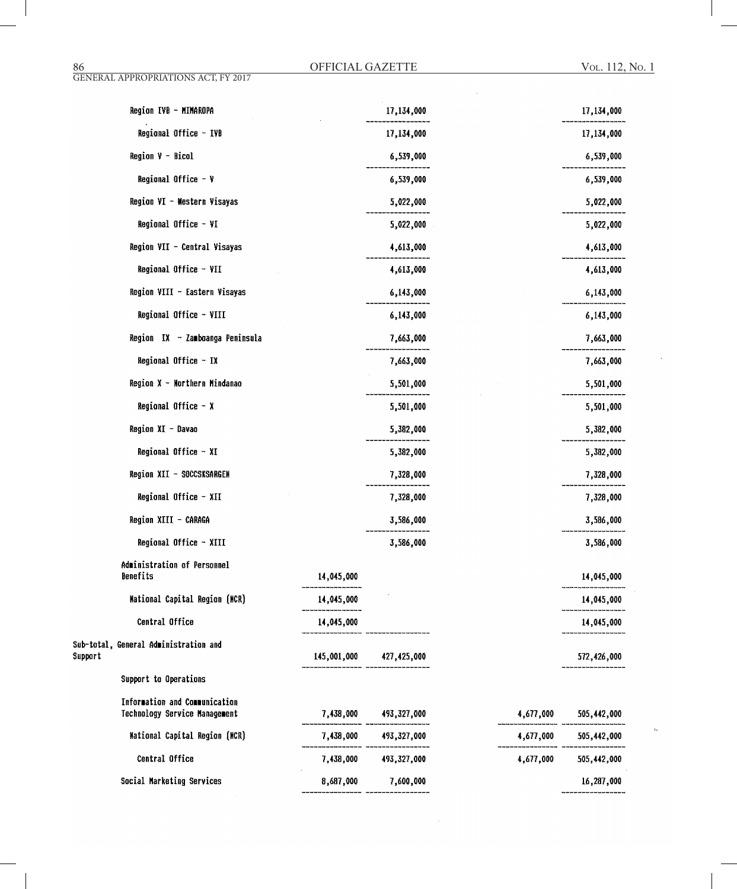| | PS | MOOE | CO | TOTAL |
|---|---|---|---|---|
| Region IVB - MIMAROPA | | 17,134,000 | | 17,134,000 |
| Regional Office - IVB | | 17,134,000 | | 17,134,000 |
| Region V - Bicol | | 6,539,000 | | 6,539,000 |
| Regional Office - V | | 6,539,000 | | 6,539,000 |
| Region VI - Western Visayas | | 5,022,000 | | 5,022,000 |
| Regional Office - VI | | 5,022,000 | | 5,022,000 |
| Region VII - Central Visayas | | 4,613,000 | | 4,613,000 |
| Regional Office - VII | | 4,613,000 | | 4,613,000 |
| Region VIII - Eastern Visayas | | 6,143,000 | | 6,143,000 |
| Regional Office - VIII | | 6,143,000 | | 6,143,000 |
| Region IX - Zamboanga Peninsula | | 7,663,000 | | 7,663,000 |
| Regional Office - IX | | 7,663,000 | | 7,663,000 |
| Region X - Northern Mindanao | | 5,501,000 | | 5,501,000 |
| Regional Office - X | | 5,501,000 | | 5,501,000 |
| Region XI - Davao | | 5,382,000 | | 5,382,000 |
| Regional Office - XI | | 5,382,000 | | 5,382,000 |
| Region XII - SOCCSKSARGEN | | 7,328,000 | | 7,328,000 |
| Regional Office - XII | | 7,328,000 | | 7,328,000 |
| Region XIII - CARAGA | | 3,586,000 | | 3,586,000 |
| Regional Office - XIII | | 3,586,000 | | 3,586,000 |
| Administration of Personnel Benefits | 14,045,000 | | | 14,045,000 |
| National Capital Region (NCR) | 14,045,000 | | | 14,045,000 |
| Central Office | 14,045,000 | | | 14,045,000 |
| Sub-total, General Administration and Support | 145,001,000 | 427,425,000 | | 572,426,000 |
| Support to Operations | | | | |
| Information and Communication Technology Service Management | 7,438,000 | 493,327,000 | 4,677,000 | 505,442,000 |
| National Capital Region (NCR) | 7,438,000 | 493,327,000 | 4,677,000 | 505,442,000 |
| Central Office | 7,438,000 | 493,327,000 | 4,677,000 | 505,442,000 |
| Social Marketing Services | 8,687,000 | 7,600,000 | | 16,287,000 |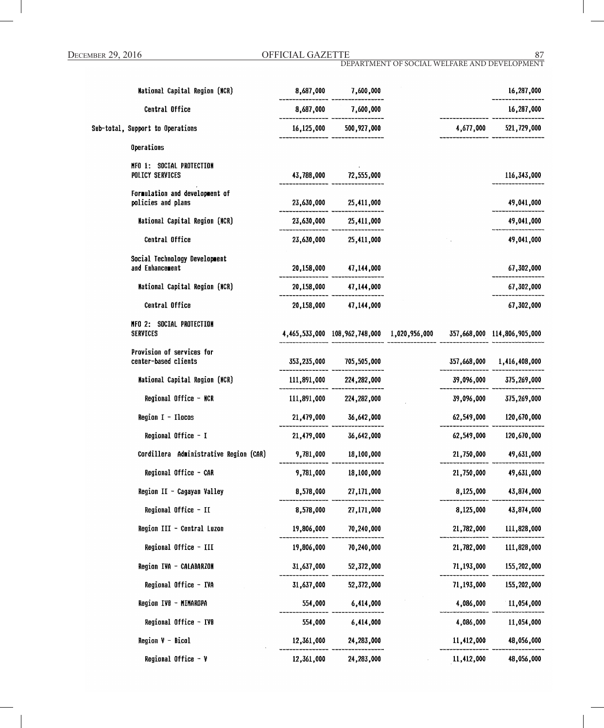| | | | | | |
|---|---|---|---|---|---|
| National Capital Region (NCR) | 8,687,000 | 7,600,000 | | | 16,287,000 |
| Central Office | 8,687,000 | 7,600,000 | | | 16,287,000 |
| Sub-total, Support to Operations | 16,125,000 | 500,927,000 | | 4,677,000 | 521,729,000 |
| Operations | | | | | |
| MFO 1: SOCIAL PROTECTION POLICY SERVICES | 43,788,000 | 72,555,000 | | | 116,343,000 |
| Formulation and development of policies and plans | 23,630,000 | 25,411,000 | | | 49,041,000 |
| National Capital Region (NCR) | 23,630,000 | 25,411,000 | | | 49,041,000 |
| Central Office | 23,630,000 | 25,411,000 | | | 49,041,000 |
| Social Technology Development and Enhancement | 20,158,000 | 47,144,000 | | | 67,302,000 |
| National Capital Region (NCR) | 20,158,000 | 47,144,000 | | | 67,302,000 |
| Central Office | 20,158,000 | 47,144,000 | | | 67,302,000 |
| MFO 2: SOCIAL PROTECTION SERVICES | 4,465,533,000 | 108,962,748,000 | 1,020,956,000 | 357,668,000 | 114,806,905,000 |
| Provision of services for center-based clients | 353,235,000 | 705,505,000 | | 357,668,000 | 1,416,408,000 |
| National Capital Region (NCR) | 111,891,000 | 224,282,000 | | 39,096,000 | 375,269,000 |
| Regional Office - NCR | 111,891,000 | 224,282,000 | | 39,096,000 | 375,269,000 |
| Region I - Ilocos | 21,479,000 | 36,642,000 | | 62,549,000 | 120,670,000 |
| Regional Office - I | 21,479,000 | 36,642,000 | | 62,549,000 | 120,670,000 |
| Cordillera Administrative Region (CAR) | 9,781,000 | 18,100,000 | | 21,750,000 | 49,631,000 |
| Regional Office - CAR | 9,781,000 | 18,100,000 | | 21,750,000 | 49,631,000 |
| Region II - Cagayan Valley | 8,578,000 | 27,171,000 | | 8,125,000 | 43,874,000 |
| Regional Office - II | 8,578,000 | 27,171,000 | | 8,125,000 | 43,874,000 |
| Region III - Central Luzon | 19,806,000 | 70,240,000 | | 21,782,000 | 111,828,000 |
| Regional Office - III | 19,806,000 | 70,240,000 | | 21,782,000 | 111,828,000 |
| Region IVA - CALABARZON | 31,637,000 | 52,372,000 | | 71,193,000 | 155,202,000 |
| Regional Office - IVA | 31,637,000 | 52,372,000 | | 71,193,000 | 155,202,000 |
| Region IVB - MIMAROPA | 554,000 | 6,414,000 | | 4,086,000 | 11,054,000 |
| Regional Office - IVB | 554,000 | 6,414,000 | | 4,086,000 | 11,054,000 |
| Region V - Bicol | 12,361,000 | 24,283,000 | | 11,412,000 | 48,056,000 |
| Regional Office - V | 12,361,000 | 24,283,000 | | 11,412,000 | 48,056,000 |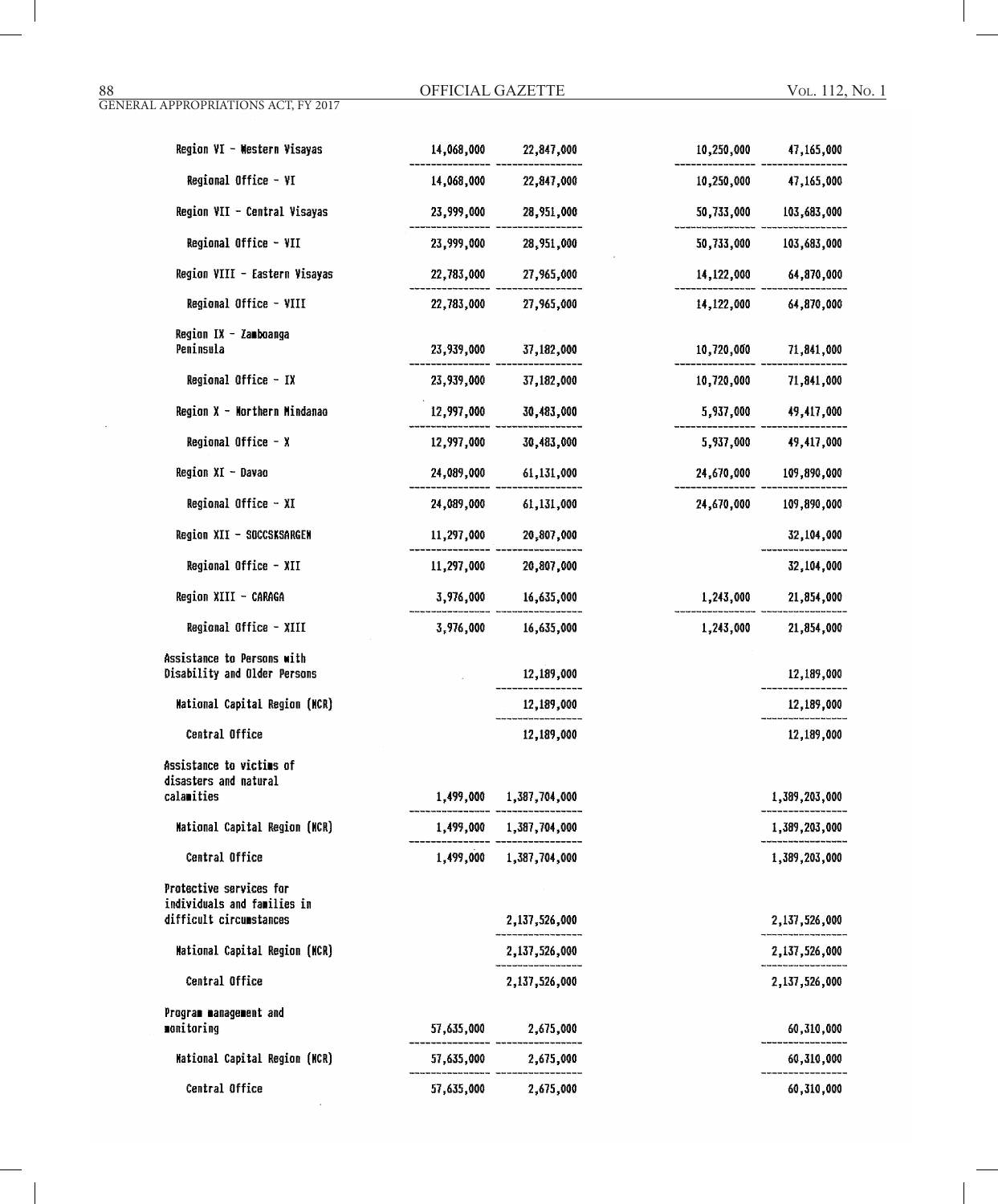| | | | | |
|---|---|---|---|---|
| Region VI - Western Visayas | 14,068,000 | 22,847,000 | 10,250,000 | 47,165,000 |
| Regional Office - VI | 14,068,000 | 22,847,000 | 10,250,000 | 47,165,000 |
| Region VII - Central Visayas | 23,999,000 | 28,951,000 | 50,733,000 | 103,683,000 |
| Regional Office - VII | 23,999,000 | 28,951,000 | 50,733,000 | 103,683,000 |
| Region VIII - Eastern Visayas | 22,783,000 | 27,965,000 | 14,122,000 | 64,870,000 |
| Regional Office - VIII | 22,783,000 | 27,965,000 | 14,122,000 | 64,870,000 |
| Region IX - Zamboanga Peninsula | 23,939,000 | 37,182,000 | 10,720,000 | 71,841,000 |
| Regional Office - IX | 23,939,000 | 37,182,000 | 10,720,000 | 71,841,000 |
| Region X - Northern Mindanao | 12,997,000 | 30,483,000 | 5,937,000 | 49,417,000 |
| Regional Office - X | 12,997,000 | 30,483,000 | 5,937,000 | 49,417,000 |
| Region XI - Davao | 24,089,000 | 61,131,000 | 24,670,000 | 109,890,000 |
| Regional Office - XI | 24,089,000 | 61,131,000 | 24,670,000 | 109,890,000 |
| Region XII - SOCCSKSARGEN | 11,297,000 | 20,807,000 | | 32,104,000 |
| Regional Office - XII | 11,297,000 | 20,807,000 | | 32,104,000 |
| Region XIII - CARAGA | 3,976,000 | 16,635,000 | 1,243,000 | 21,854,000 |
| Regional Office - XIII | 3,976,000 | 16,635,000 | 1,243,000 | 21,854,000 |
| Assistance to Persons with Disability and Older Persons | | 12,189,000 | | 12,189,000 |
| National Capital Region (NCR) | | 12,189,000 | | 12,189,000 |
| Central Office | | 12,189,000 | | 12,189,000 |
| Assistance to victims of disasters and natural calamities | 1,499,000 | 1,387,704,000 | | 1,389,203,000 |
| National Capital Region (NCR) | 1,499,000 | 1,387,704,000 | | 1,389,203,000 |
| Central Office | 1,499,000 | 1,387,704,000 | | 1,389,203,000 |
| Protective services for individuals and families in difficult circumstances | | 2,137,526,000 | | 2,137,526,000 |
| National Capital Region (NCR) | | 2,137,526,000 | | 2,137,526,000 |
| Central Office | | 2,137,526,000 | | 2,137,526,000 |
| Program management and monitoring | 57,635,000 | 2,675,000 | | 60,310,000 |
| National Capital Region (NCR) | 57,635,000 | 2,675,000 | | 60,310,000 |
| Central Office | 57,635,000 | 2,675,000 | | 60,310,000 |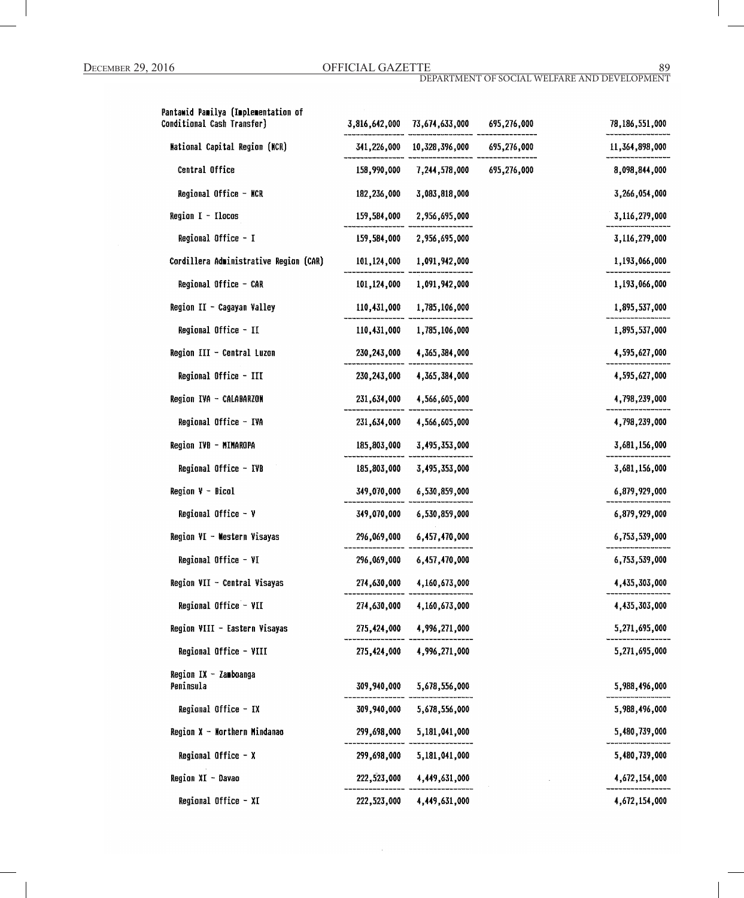| | | | | |
|---|---|---|---|---|
| Pantawid Pamilya (Implementation of Conditional Cash Transfer) | 3,816,642,000 | 73,674,633,000 | 695,276,000 | 78,186,551,000 |
| National Capital Region (NCR) | 341,226,000 | 10,328,396,000 | 695,276,000 | 11,364,898,000 |
| Central Office | 158,990,000 | 7,244,578,000 | 695,276,000 | 8,098,844,000 |
| Regional Office - NCR | 182,236,000 | 3,083,818,000 | | 3,266,054,000 |
| Region I - Ilocos | 159,584,000 | 2,956,695,000 | | 3,116,279,000 |
| Regional Office - I | 159,584,000 | 2,956,695,000 | | 3,116,279,000 |
| Cordillera Administrative Region (CAR) | 101,124,000 | 1,091,942,000 | | 1,193,066,000 |
| Regional Office - CAR | 101,124,000 | 1,091,942,000 | | 1,193,066,000 |
| Region II - Cagayan Valley | 110,431,000 | 1,785,106,000 | | 1,895,537,000 |
| Regional Office - II | 110,431,000 | 1,785,106,000 | | 1,895,537,000 |
| Region III - Central Luzon | 230,243,000 | 4,365,384,000 | | 4,595,627,000 |
| Regional Office - III | 230,243,000 | 4,365,384,000 | | 4,595,627,000 |
| Region IVA - CALABARZON | 231,634,000 | 4,566,605,000 | | 4,798,239,000 |
| Regional Office - IVA | 231,634,000 | 4,566,605,000 | | 4,798,239,000 |
| Region IVB - MIMAROPA | 185,803,000 | 3,495,353,000 | | 3,681,156,000 |
| Regional Office - IVB | 185,803,000 | 3,495,353,000 | | 3,681,156,000 |
| Region V - Bicol | 349,070,000 | 6,530,859,000 | | 6,879,929,000 |
| Regional Office - V | 349,070,000 | 6,530,859,000 | | 6,879,929,000 |
| Region VI - Western Visayas | 296,069,000 | 6,457,470,000 | | 6,753,539,000 |
| Regional Office - VI | 296,069,000 | 6,457,470,000 | | 6,753,539,000 |
| Region VII - Central Visayas | 274,630,000 | 4,160,673,000 | | 4,435,303,000 |
| Regional Office - VII | 274,630,000 | 4,160,673,000 | | 4,435,303,000 |
| Region VIII - Eastern Visayas | 275,424,000 | 4,996,271,000 | | 5,271,695,000 |
| Regional Office - VIII | 275,424,000 | 4,996,271,000 | | 5,271,695,000 |
| Region IX - Zamboanga Peninsula | 309,940,000 | 5,678,556,000 | | 5,988,496,000 |
| Regional Office - IX | 309,940,000 | 5,678,556,000 | | 5,988,496,000 |
| Region X - Northern Mindanao | 299,698,000 | 5,181,041,000 | | 5,480,739,000 |
| Regional Office - X | 299,698,000 | 5,181,041,000 | | 5,480,739,000 |
| Region XI - Davao | 222,523,000 | 4,449,631,000 | | 4,672,154,000 |
| Regional Office - XI | 222,523,000 | 4,449,631,000 | | 4,672,154,000 |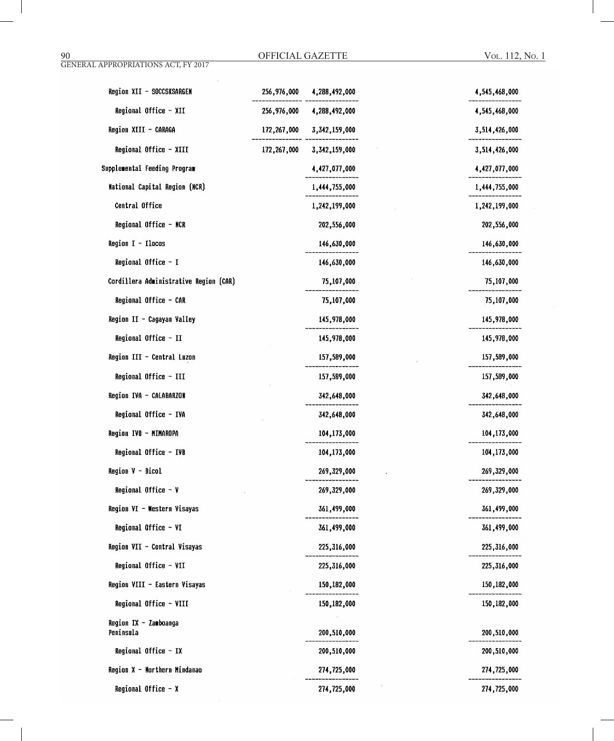| | | | |
|---|---|---|---|
| Region XII - SOCCSKSARGEN | 256,976,000 | 4,288,492,000 | 4,545,468,000 |
| Regional Office - XII | 256,976,000 | 4,288,492,000 | 4,545,468,000 |
| Region XIII - CARAGA | 172,267,000 | 3,342,159,000 | 3,514,426,000 |
| Regional Office - XIII | 172,267,000 | 3,342,159,000 | 3,514,426,000 |
| Supplemental Feeding Program | | 4,427,077,000 | 4,427,077,000 |
| National Capital Region (NCR) | | 1,444,755,000 | 1,444,755,000 |
| Central Office | | 1,242,199,000 | 1,242,199,000 |
| Regional Office - NCR | | 202,556,000 | 202,556,000 |
| Region I - Ilocos | | 146,630,000 | 146,630,000 |
| Regional Office - I | | 146,630,000 | 146,630,000 |
| Cordillera Administrative Region (CAR) | | 75,107,000 | 75,107,000 |
| Regional Office - CAR | | 75,107,000 | 75,107,000 |
| Region II - Cagayan Valley | | 145,978,000 | 145,978,000 |
| Regional Office - II | | 145,978,000 | 145,978,000 |
| Region III - Central Luzon | | 157,589,000 | 157,589,000 |
| Regional Office - III | | 157,589,000 | 157,589,000 |
| Region IVA - CALABARZON | | 342,648,000 | 342,648,000 |
| Regional Office - IVA | | 342,648,000 | 342,648,000 |
| Region IVB - MIMAROPA | | 104,173,000 | 104,173,000 |
| Regional Office - IVB | | 104,173,000 | 104,173,000 |
| Region V - Bicol | | 269,329,000 | 269,329,000 |
| Regional Office - V | | 269,329,000 | 269,329,000 |
| Region VI - Western Visayas | | 361,499,000 | 361,499,000 |
| Regional Office - VI | | 361,499,000 | 361,499,000 |
| Region VII - Central Visayas | | 225,316,000 | 225,316,000 |
| Regional Office - VII | | 225,316,000 | 225,316,000 |
| Region VIII - Eastern Visayas | | 150,182,000 | 150,182,000 |
| Regional Office - VIII | | 150,182,000 | 150,182,000 |
| Region IX - Zamboanga Peninsula | | 200,510,000 | 200,510,000 |
| Regional Office - IX | | 200,510,000 | 200,510,000 |
| Region X - Northern Mindanao | | 274,725,000 | 274,725,000 |
| Regional Office - X | | 274,725,000 | 274,725,000 |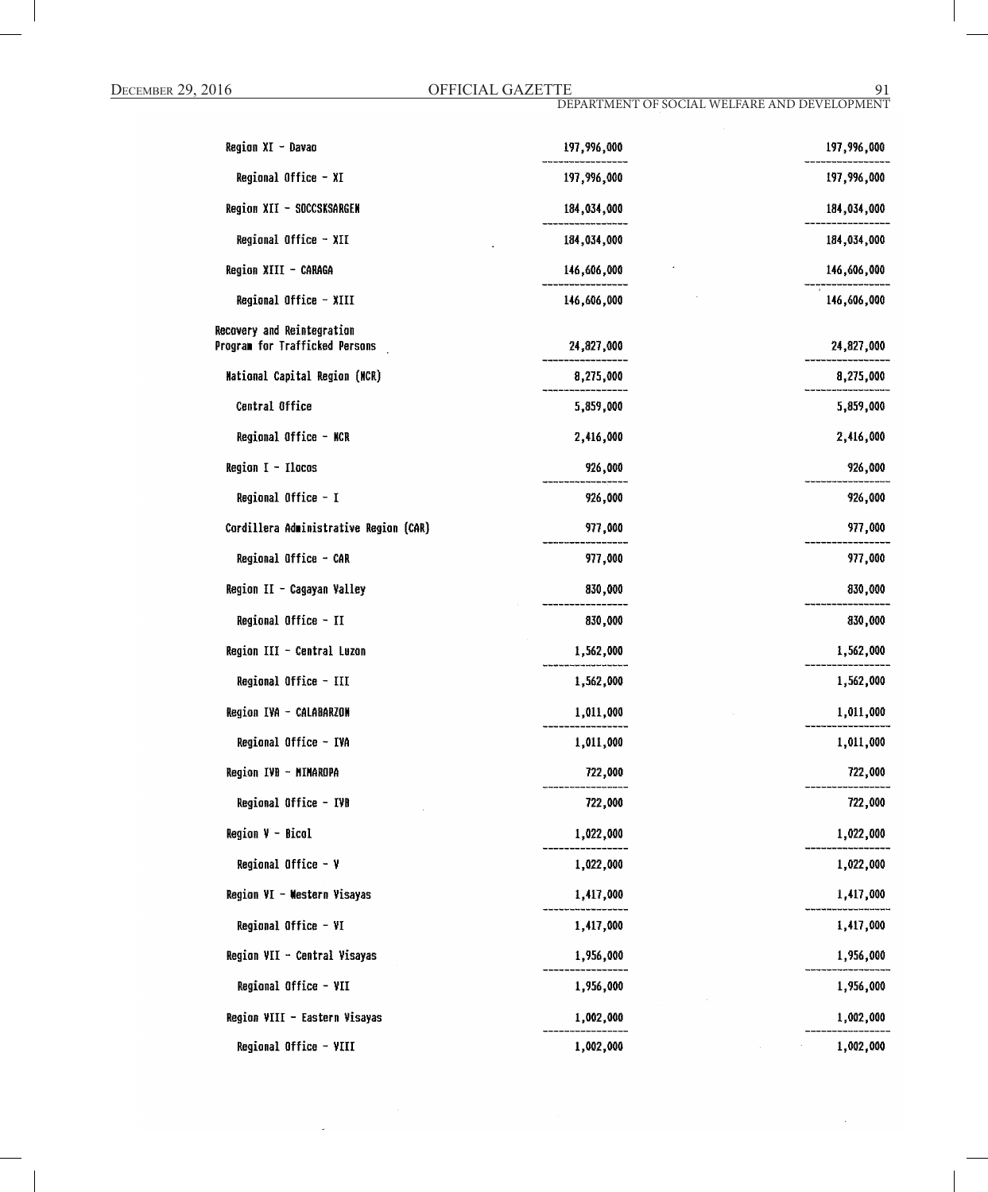| | | |
|---|---|---|
| Region XI - Davao | 197,996,000 | 197,996,000 |
| Regional Office - XI | 197,996,000 | 197,996,000 |
| Region XII - SOCCSKSARGEN | 184,034,000 | 184,034,000 |
| Regional Office - XII | 184,034,000 | 184,034,000 |
| Region XIII - CARAGA | 146,606,000 | 146,606,000 |
| Regional Office - XIII | 146,606,000 | 146,606,000 |
| Recovery and Reintegration Program for Trafficked Persons | 24,827,000 | 24,827,000 |
| National Capital Region (NCR) | 8,275,000 | 8,275,000 |
| Central Office | 5,859,000 | 5,859,000 |
| Regional Office - NCR | 2,416,000 | 2,416,000 |
| Region I - Ilocos | 926,000 | 926,000 |
| Regional Office - I | 926,000 | 926,000 |
| Cordillera Administrative Region (CAR) | 977,000 | 977,000 |
| Regional Office - CAR | 977,000 | 977,000 |
| Region II - Cagayan Valley | 830,000 | 830,000 |
| Regional Office - II | 830,000 | 830,000 |
| Region III - Central Luzon | 1,562,000 | 1,562,000 |
| Regional Office - III | 1,562,000 | 1,562,000 |
| Region IVA - CALABARZON | 1,011,000 | 1,011,000 |
| Regional Office - IVA | 1,011,000 | 1,011,000 |
| Region IVB - MIMAROPA | 722,000 | 722,000 |
| Regional Office - IVB | 722,000 | 722,000 |
| Region V - Bicol | 1,022,000 | 1,022,000 |
| Regional Office - V | 1,022,000 | 1,022,000 |
| Region VI - Western Visayas | 1,417,000 | 1,417,000 |
| Regional Office - VI | 1,417,000 | 1,417,000 |
| Region VII - Central Visayas | 1,956,000 | 1,956,000 |
| Regional Office - VII | 1,956,000 | 1,956,000 |
| Region VIII - Eastern Visayas | 1,002,000 | 1,002,000 |
| Regional Office - VIII | 1,002,000 | 1,002,000 |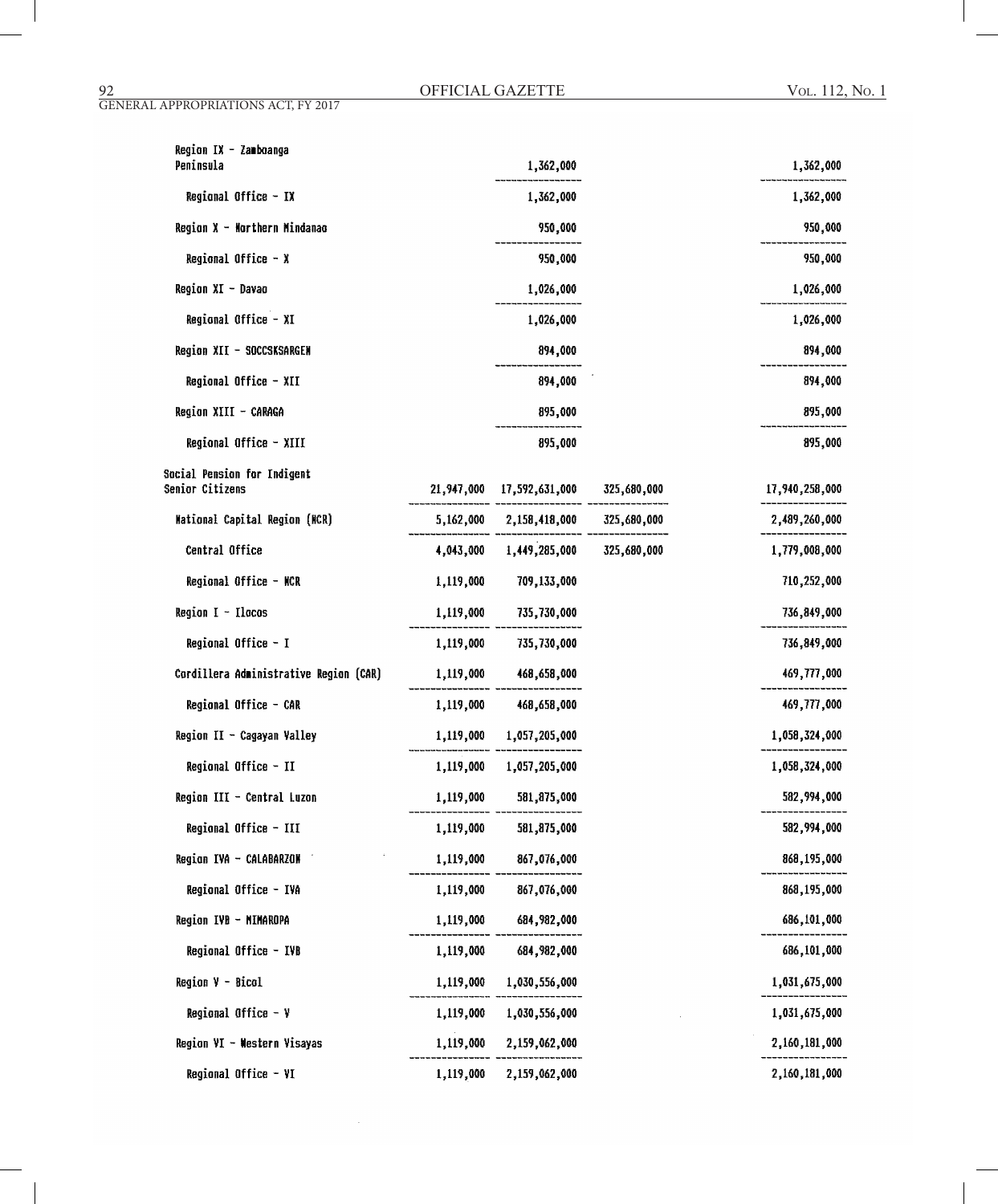| | | | | |
|---|---|---|---|---|
| Region IX - Zamboanga Peninsula | | 1,362,000 | | 1,362,000 |
| Regional Office - IX | | 1,362,000 | | 1,362,000 |
| Region X - Northern Mindanao | | 950,000 | | 950,000 |
| Regional Office - X | | 950,000 | | 950,000 |
| Region XI - Davao | | 1,026,000 | | 1,026,000 |
| Regional Office - XI | | 1,026,000 | | 1,026,000 |
| Region XII - SOCCSKSARGEN | | 894,000 | | 894,000 |
| Regional Office - XII | | 894,000 | | 894,000 |
| Region XIII - CARAGA | | 895,000 | | 895,000 |
| Regional Office - XIII | | 895,000 | | 895,000 |
| Social Pension for Indigent Senior Citizens | 21,947,000 | 17,592,631,000 | 325,680,000 | 17,940,258,000 |
| National Capital Region (NCR) | 5,162,000 | 2,158,418,000 | 325,680,000 | 2,489,260,000 |
| Central Office | 4,043,000 | 1,449,285,000 | 325,680,000 | 1,779,008,000 |
| Regional Office - NCR | 1,119,000 | 709,133,000 | | 710,252,000 |
| Region I - Ilocos | 1,119,000 | 735,730,000 | | 736,849,000 |
| Regional Office - I | 1,119,000 | 735,730,000 | | 736,849,000 |
| Cordillera Administrative Region (CAR) | 1,119,000 | 468,658,000 | | 469,777,000 |
| Regional Office - CAR | 1,119,000 | 468,658,000 | | 469,777,000 |
| Region II - Cagayan Valley | 1,119,000 | 1,057,205,000 | | 1,058,324,000 |
| Regional Office - II | 1,119,000 | 1,057,205,000 | | 1,058,324,000 |
| Region III - Central Luzon | 1,119,000 | 581,875,000 | | 582,994,000 |
| Regional Office - III | 1,119,000 | 581,875,000 | | 582,994,000 |
| Region IVA - CALABARZON | 1,119,000 | 867,076,000 | | 868,195,000 |
| Regional Office - IVA | 1,119,000 | 867,076,000 | | 868,195,000 |
| Region IVB - MIMAROPA | 1,119,000 | 684,982,000 | | 686,101,000 |
| Regional Office - IVB | 1,119,000 | 684,982,000 | | 686,101,000 |
| Region V - Bicol | 1,119,000 | 1,030,556,000 | | 1,031,675,000 |
| Regional Office - V | 1,119,000 | 1,030,556,000 | | 1,031,675,000 |
| Region VI - Western Visayas | 1,119,000 | 2,159,062,000 | | 2,160,181,000 |
| Regional Office - VI | 1,119,000 | 2,159,062,000 | | 2,160,181,000 |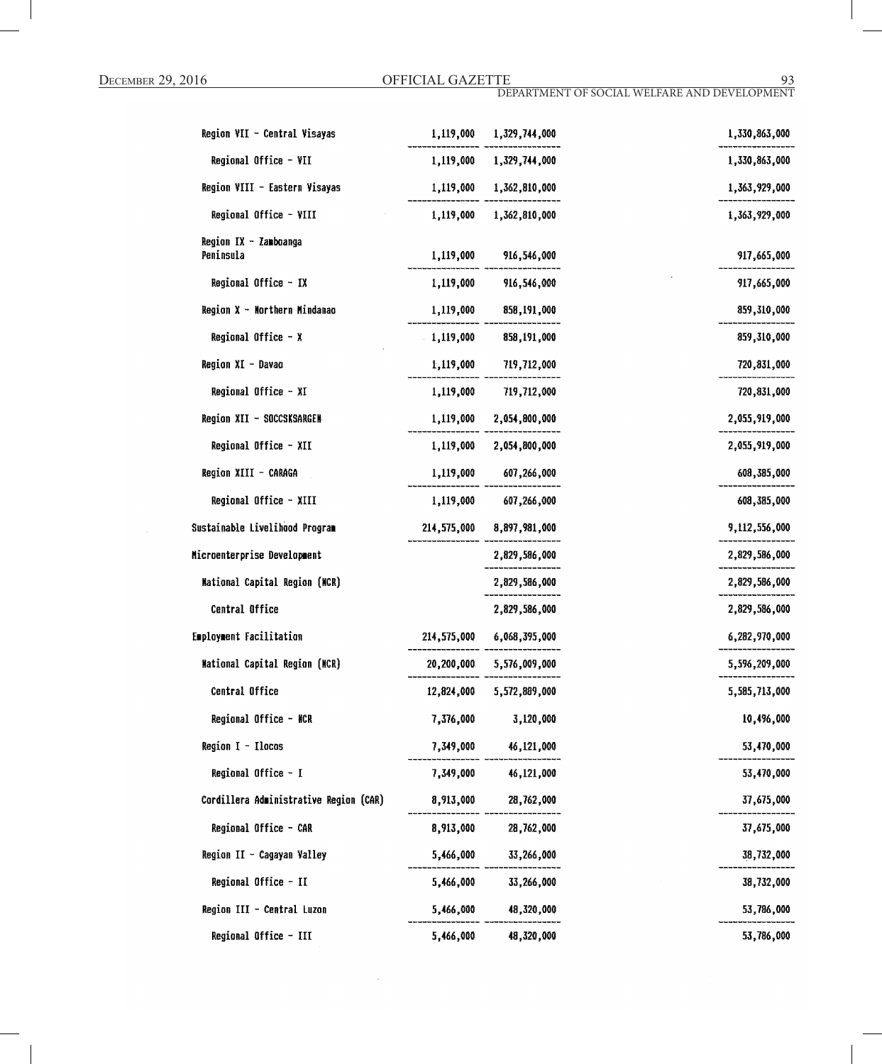| | | | | |
|---|---|---|---|---|
| Region VII - Central Visayas | 1,119,000 | 1,329,744,000 | | 1,330,863,000 |
| Regional Office - VII | 1,119,000 | 1,329,744,000 | | 1,330,863,000 |
| Region VIII - Eastern Visayas | 1,119,000 | 1,362,810,000 | | 1,363,929,000 |
| Regional Office - VIII | 1,119,000 | 1,362,810,000 | | 1,363,929,000 |
| Region IX - Zamboanga Peninsula | 1,119,000 | 916,546,000 | | 917,665,000 |
| Regional Office - IX | 1,119,000 | 916,546,000 | | 917,665,000 |
| Region X - Northern Mindanao | 1,119,000 | 858,191,000 | | 859,310,000 |
| Regional Office - X | 1,119,000 | 858,191,000 | | 859,310,000 |
| Region XI - Davao | 1,119,000 | 719,712,000 | | 720,831,000 |
| Regional Office - XI | 1,119,000 | 719,712,000 | | 720,831,000 |
| Region XII - SOCCSKSARGEN | 1,119,000 | 2,054,800,000 | | 2,055,919,000 |
| Regional Office - XII | 1,119,000 | 2,054,800,000 | | 2,055,919,000 |
| Region XIII - CARAGA | 1,119,000 | 607,266,000 | | 608,385,000 |
| Regional Office - XIII | 1,119,000 | 607,266,000 | | 608,385,000 |
| Sustainable Livelihood Program | 214,575,000 | 8,897,981,000 | | 9,112,556,000 |
| Microenterprise Development | | 2,829,586,000 | | 2,829,586,000 |
| National Capital Region (NCR) | | 2,829,586,000 | | 2,829,586,000 |
| Central Office | | 2,829,586,000 | | 2,829,586,000 |
| Employment Facilitation | 214,575,000 | 6,068,395,000 | | 6,282,970,000 |
| National Capital Region (NCR) | 20,200,000 | 5,576,009,000 | | 5,596,209,000 |
| Central Office | 12,824,000 | 5,572,889,000 | | 5,585,713,000 |
| Regional Office - NCR | 7,376,000 | 3,120,000 | | 10,496,000 |
| Region I - Ilocos | 7,349,000 | 46,121,000 | | 53,470,000 |
| Regional Office - I | 7,349,000 | 46,121,000 | | 53,470,000 |
| Cordillera Administrative Region (CAR) | 8,913,000 | 28,762,000 | | 37,675,000 |
| Regional Office - CAR | 8,913,000 | 28,762,000 | | 37,675,000 |
| Region II - Cagayan Valley | 5,466,000 | 33,266,000 | | 38,732,000 |
| Regional Office - II | 5,466,000 | 33,266,000 | | 38,732,000 |
| Region III - Central Luzon | 5,466,000 | 48,320,000 | | 53,786,000 |
| Regional Office - III | 5,466,000 | 48,320,000 | | 53,786,000 |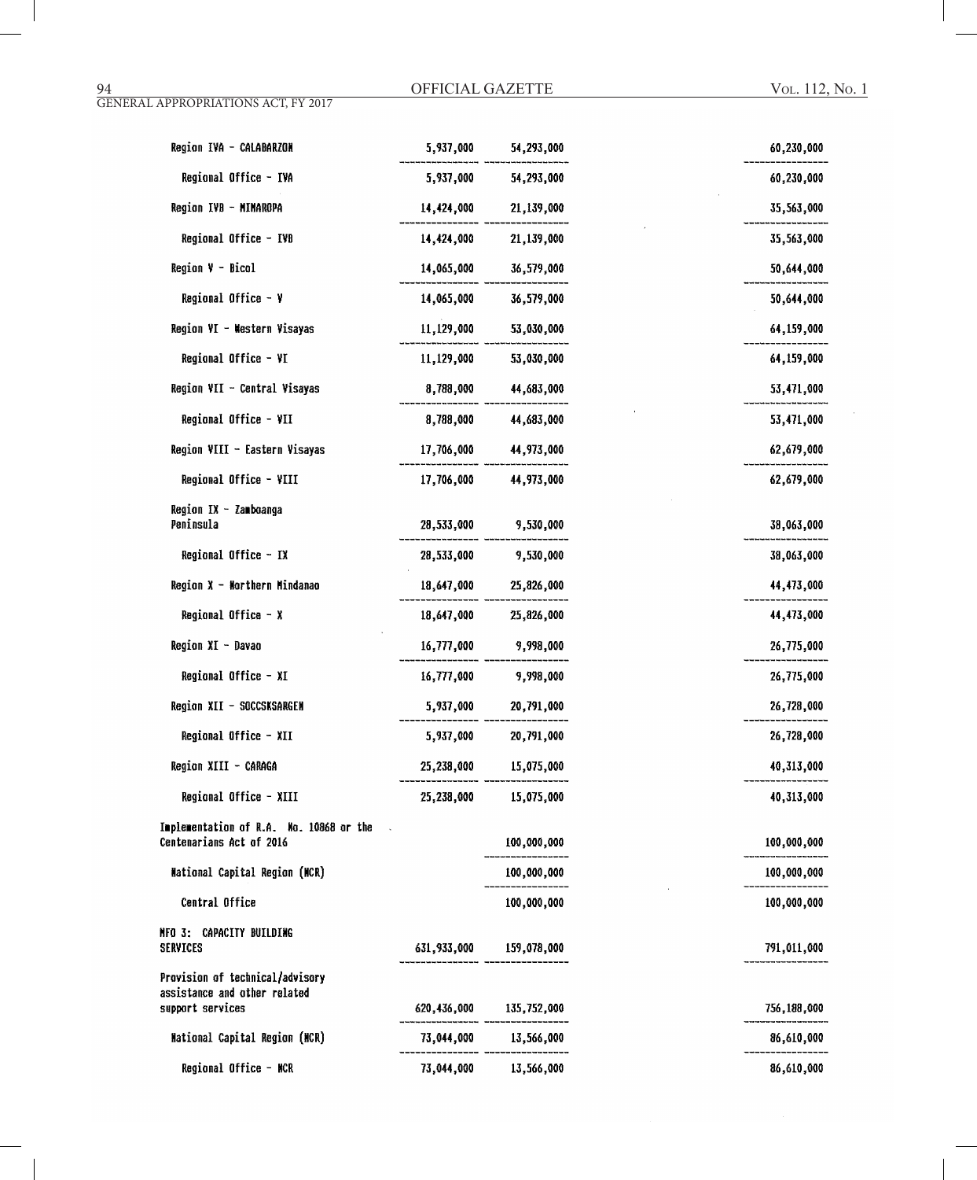| | | | |
|---|---|---|---|
| Region IVA - CALABARZON | 5,937,000 | 54,293,000 | 60,230,000 |
| Regional Office - IVA | 5,937,000 | 54,293,000 | 60,230,000 |
| Region IVB - MIMAROPA | 14,424,000 | 21,139,000 | 35,563,000 |
| Regional Office - IVB | 14,424,000 | 21,139,000 | 35,563,000 |
| Region V - Bicol | 14,065,000 | 36,579,000 | 50,644,000 |
| Regional Office - V | 14,065,000 | 36,579,000 | 50,644,000 |
| Region VI - Western Visayas | 11,129,000 | 53,030,000 | 64,159,000 |
| Regional Office - VI | 11,129,000 | 53,030,000 | 64,159,000 |
| Region VII - Central Visayas | 8,788,000 | 44,683,000 | 53,471,000 |
| Regional Office - VII | 8,788,000 | 44,683,000 | 53,471,000 |
| Region VIII - Eastern Visayas | 17,706,000 | 44,973,000 | 62,679,000 |
| Regional Office - VIII | 17,706,000 | 44,973,000 | 62,679,000 |
| Region IX - Zamboanga Peninsula | 28,533,000 | 9,530,000 | 38,063,000 |
| Regional Office - IX | 28,533,000 | 9,530,000 | 38,063,000 |
| Region X - Northern Mindanao | 18,647,000 | 25,826,000 | 44,473,000 |
| Regional Office - X | 18,647,000 | 25,826,000 | 44,473,000 |
| Region XI - Davao | 16,777,000 | 9,998,000 | 26,775,000 |
| Regional Office - XI | 16,777,000 | 9,998,000 | 26,775,000 |
| Region XII - SOCCSKSARGEN | 5,937,000 | 20,791,000 | 26,728,000 |
| Regional Office - XII | 5,937,000 | 20,791,000 | 26,728,000 |
| Region XIII - CARAGA | 25,238,000 | 15,075,000 | 40,313,000 |
| Regional Office - XIII | 25,238,000 | 15,075,000 | 40,313,000 |
| Implementation of R.A. No. 10868 or the Centenarians Act of 2016 | | 100,000,000 | 100,000,000 |
| National Capital Region (NCR) | | 100,000,000 | 100,000,000 |
| Central Office | | 100,000,000 | 100,000,000 |
| MFO 3: CAPACITY BUILDING SERVICES | 631,933,000 | 159,078,000 | 791,011,000 |
| Provision of technical/advisory assistance and other related support services | 620,436,000 | 135,752,000 | 756,188,000 |
| National Capital Region (NCR) | 73,044,000 | 13,566,000 | 86,610,000 |
| Regional Office - NCR | 73,044,000 | 13,566,000 | 86,610,000 |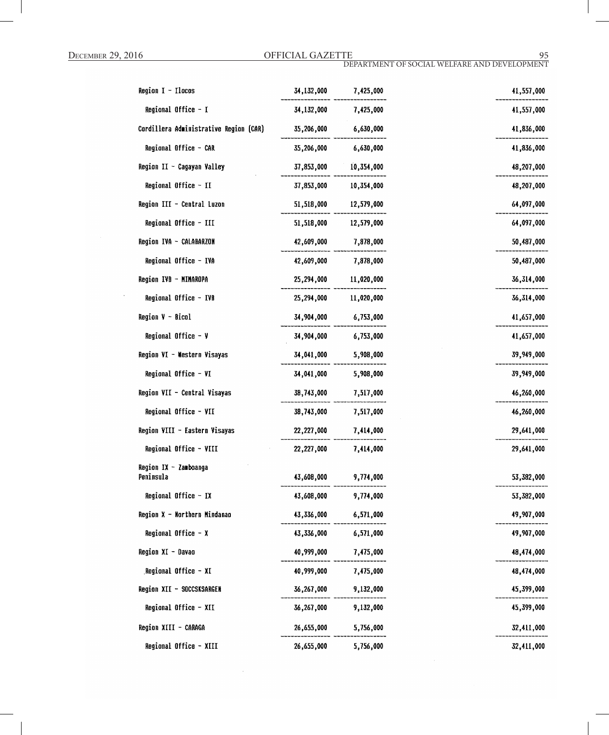| | | | |
|---|---|---|---|
| Region I - Ilocos | 34,132,000 | 7,425,000 | 41,557,000 |
| Regional Office - I | 34,132,000 | 7,425,000 | 41,557,000 |
| Cordillera Administrative Region (CAR) | 35,206,000 | 6,630,000 | 41,836,000 |
| Regional Office - CAR | 35,206,000 | 6,630,000 | 41,836,000 |
| Region II - Cagayan Valley | 37,853,000 | 10,354,000 | 48,207,000 |
| Regional Office - II | 37,853,000 | 10,354,000 | 48,207,000 |
| Region III - Central Luzon | 51,518,000 | 12,579,000 | 64,097,000 |
| Regional Office - III | 51,518,000 | 12,579,000 | 64,097,000 |
| Region IVA - CALABARZON | 42,609,000 | 7,878,000 | 50,487,000 |
| Regional Office - IVA | 42,609,000 | 7,878,000 | 50,487,000 |
| Region IVB - MIMAROPA | 25,294,000 | 11,020,000 | 36,314,000 |
| Regional Office - IVB | 25,294,000 | 11,020,000 | 36,314,000 |
| Region V - Bicol | 34,904,000 | 6,753,000 | 41,657,000 |
| Regional Office - V | 34,904,000 | 6,753,000 | 41,657,000 |
| Region VI - Western Visayas | 34,041,000 | 5,908,000 | 39,949,000 |
| Regional Office - VI | 34,041,000 | 5,908,000 | 39,949,000 |
| Region VII - Central Visayas | 38,743,000 | 7,517,000 | 46,260,000 |
| Regional Office - VII | 38,743,000 | 7,517,000 | 46,260,000 |
| Region VIII - Eastern Visayas | 22,227,000 | 7,414,000 | 29,641,000 |
| Regional Office - VIII | 22,227,000 | 7,414,000 | 29,641,000 |
| Region IX - Zamboanga Peninsula | 43,608,000 | 9,774,000 | 53,382,000 |
| Regional Office - IX | 43,608,000 | 9,774,000 | 53,382,000 |
| Region X - Northern Mindanao | 43,336,000 | 6,571,000 | 49,907,000 |
| Regional Office - X | 43,336,000 | 6,571,000 | 49,907,000 |
| Region XI - Davao | 40,999,000 | 7,475,000 | 48,474,000 |
| Regional Office - XI | 40,999,000 | 7,475,000 | 48,474,000 |
| Region XII - SOCCSKSARGEN | 36,267,000 | 9,132,000 | 45,399,000 |
| Regional Office - XII | 36,267,000 | 9,132,000 | 45,399,000 |
| Region XIII - CARAGA | 26,655,000 | 5,756,000 | 32,411,000 |
| Regional Office - XIII | 26,655,000 | 5,756,000 | 32,411,000 |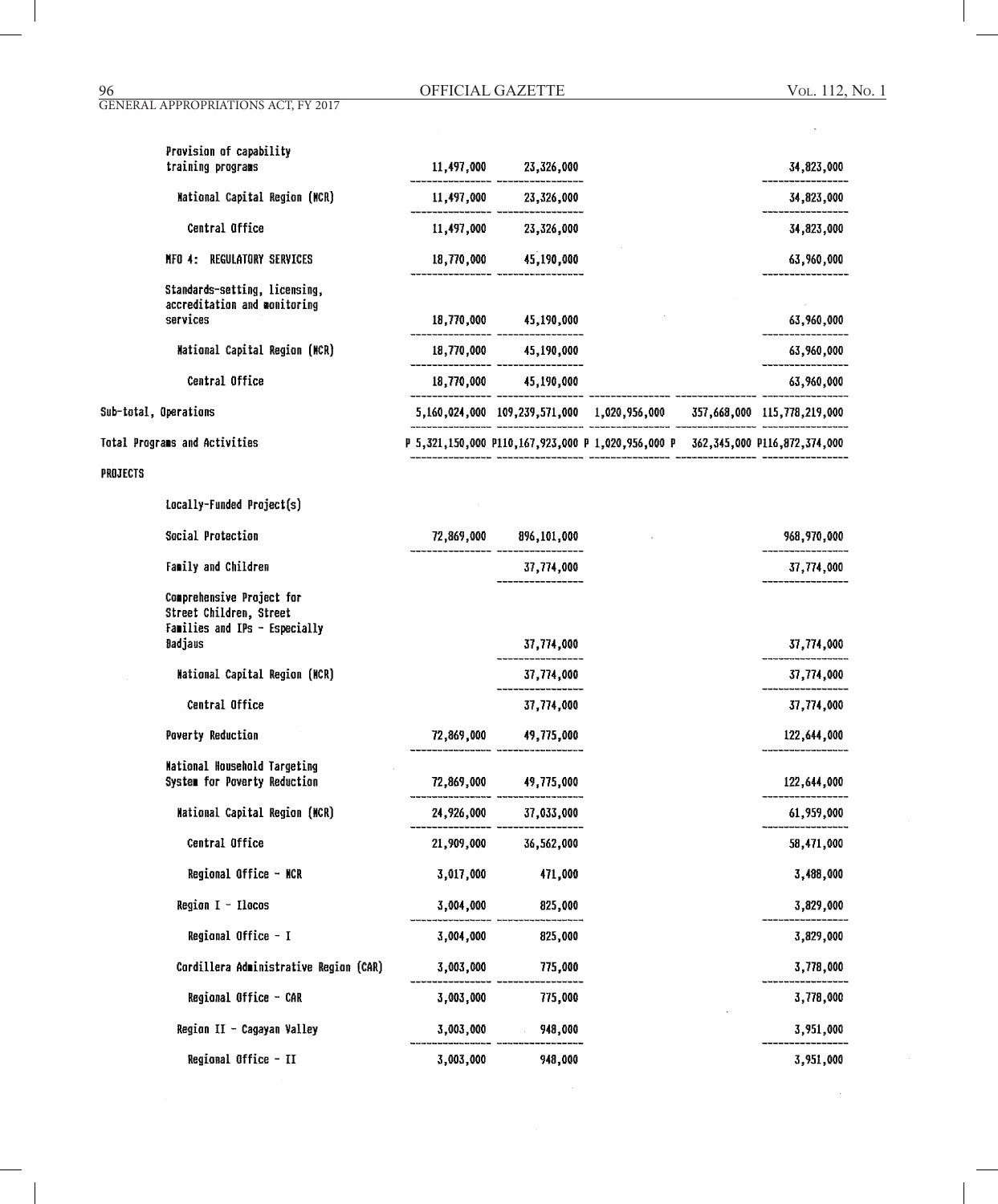| | | | | | |
|---|---|---|---|---|---|
| Provision of capability training programs | 11,497,000 | 23,326,000 | | | 34,823,000 |
| National Capital Region (NCR) | 11,497,000 | 23,326,000 | | | 34,823,000 |
| Central Office | 11,497,000 | 23,326,000 | | | 34,823,000 |
| MFO 4: REGULATORY SERVICES | 18,770,000 | 45,190,000 | | | 63,960,000 |
| Standards-setting, licensing, accreditation and monitoring services | 18,770,000 | 45,190,000 | | | 63,960,000 |
| National Capital Region (NCR) | 18,770,000 | 45,190,000 | | | 63,960,000 |
| Central Office | 18,770,000 | 45,190,000 | | | 63,960,000 |
| Sub-total, Operations | 5,160,024,000 | 109,239,571,000 | 1,020,956,000 | 357,668,000 | 115,778,219,000 |
| Total Programs and Activities | P 5,321,150,000 | P110,167,923,000 | P 1,020,956,000 | P 362,345,000 | P116,872,374,000 |
| PROJECTS | | | | | |
| Locally-Funded Project(s) | | | | | |
| Social Protection | 72,869,000 | 896,101,000 | | | 968,970,000 |
| Family and Children | | 37,774,000 | | | 37,774,000 |
| Comprehensive Project for Street Children, Street Families and IPs - Especially Badjaus | | 37,774,000 | | | 37,774,000 |
| National Capital Region (NCR) | | 37,774,000 | | | 37,774,000 |
| Central Office | | 37,774,000 | | | 37,774,000 |
| Poverty Reduction | 72,869,000 | 49,775,000 | | | 122,644,000 |
| National Household Targeting System for Poverty Reduction | 72,869,000 | 49,775,000 | | | 122,644,000 |
| National Capital Region (NCR) | 24,926,000 | 37,033,000 | | | 61,959,000 |
| Central Office | 21,909,000 | 36,562,000 | | | 58,471,000 |
| Regional Office - NCR | 3,017,000 | 471,000 | | | 3,488,000 |
| Region I - Ilocos | 3,004,000 | 825,000 | | | 3,829,000 |
| Regional Office - I | 3,004,000 | 825,000 | | | 3,829,000 |
| Cordillera Administrative Region (CAR) | 3,003,000 | 775,000 | | | 3,778,000 |
| Regional Office - CAR | 3,003,000 | 775,000 | | | 3,778,000 |
| Region II - Cagayan Valley | 3,003,000 | 948,000 | | | 3,951,000 |
| Regional Office - II | 3,003,000 | 948,000 | | | 3,951,000 |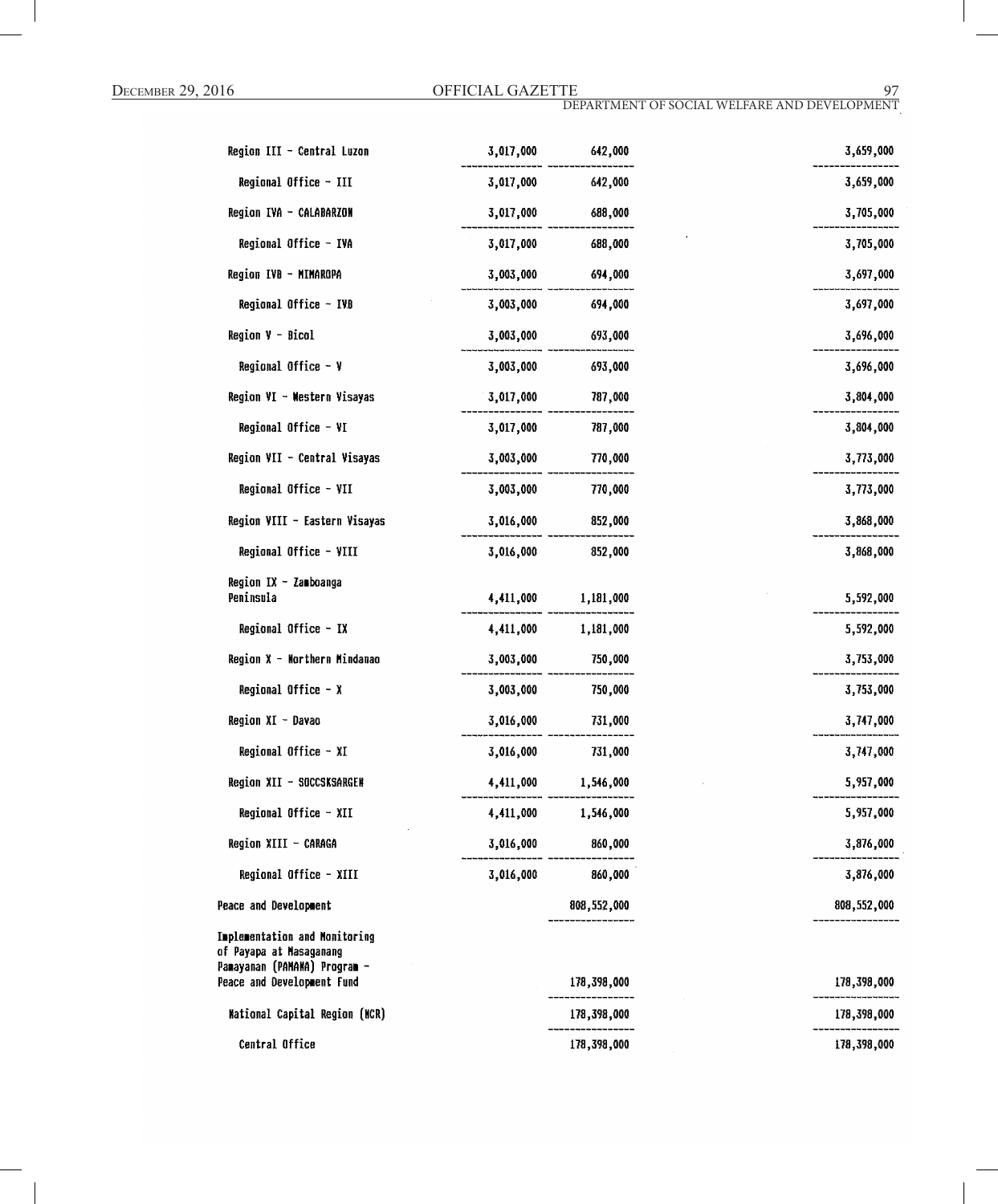| | | | | |
|---|---|---|---|---|
| Region III - Central Luzon | 3,017,000 | 642,000 | | 3,659,000 |
| Regional Office - III | 3,017,000 | 642,000 | | 3,659,000 |
| Region IVA - CALABARZON | 3,017,000 | 688,000 | | 3,705,000 |
| Regional Office - IVA | 3,017,000 | 688,000 | | 3,705,000 |
| Region IVB - MIMAROPA | 3,003,000 | 694,000 | | 3,697,000 |
| Regional Office - IVB | 3,003,000 | 694,000 | | 3,697,000 |
| Region V - Bicol | 3,003,000 | 693,000 | | 3,696,000 |
| Regional Office - V | 3,003,000 | 693,000 | | 3,696,000 |
| Region VI - Western Visayas | 3,017,000 | 787,000 | | 3,804,000 |
| Regional Office - VI | 3,017,000 | 787,000 | | 3,804,000 |
| Region VII - Central Visayas | 3,003,000 | 770,000 | | 3,773,000 |
| Regional Office - VII | 3,003,000 | 770,000 | | 3,773,000 |
| Region VIII - Eastern Visayas | 3,016,000 | 852,000 | | 3,868,000 |
| Regional Office - VIII | 3,016,000 | 852,000 | | 3,868,000 |
| Region IX - Zamboanga Peninsula | 4,411,000 | 1,181,000 | | 5,592,000 |
| Regional Office - IX | 4,411,000 | 1,181,000 | | 5,592,000 |
| Region X - Northern Mindanao | 3,003,000 | 750,000 | | 3,753,000 |
| Regional Office - X | 3,003,000 | 750,000 | | 3,753,000 |
| Region XI - Davao | 3,016,000 | 731,000 | | 3,747,000 |
| Regional Office - XI | 3,016,000 | 731,000 | | 3,747,000 |
| Region XII - SOCCSKSARGEN | 4,411,000 | 1,546,000 | | 5,957,000 |
| Regional Office - XII | 4,411,000 | 1,546,000 | | 5,957,000 |
| Region XIII - CARAGA | 3,016,000 | 860,000 | | 3,876,000 |
| Regional Office - XIII | 3,016,000 | 860,000 | | 3,876,000 |
| Peace and Development | | 808,552,000 | | 808,552,000 |
| Implementation and Monitoring of Payapa at Masaganang Pamayanan (PAMANA) Program - Peace and Development Fund | | 178,398,000 | | 178,398,000 |
| National Capital Region (NCR) | | 178,398,000 | | 178,398,000 |
| Central Office | | 178,398,000 | | 178,398,000 |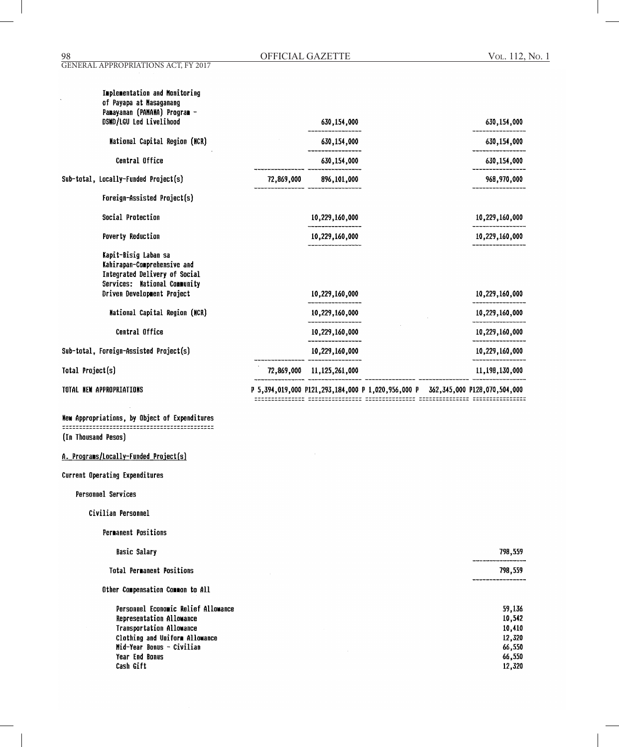| | | | | | |
|---|---|---|---|---|---|
| Implementation and Monitoring of Payapa at Masaganang Pamayanan (PAMANA) Program - DSWD/LGU Led Livelihood | | 630,154,000 | | | 630,154,000 |
| National Capital Region (NCR) | | 630,154,000 | | | 630,154,000 |
| Central Office | | 630,154,000 | | | 630,154,000 |
| Sub-total, Locally-Funded Project(s) | 72,869,000 | 896,101,000 | | | 968,970,000 |
| Foreign-Assisted Project(s) | | | | | |
| Social Protection | | 10,229,160,000 | | | 10,229,160,000 |
| Poverty Reduction | | 10,229,160,000 | | | 10,229,160,000 |
| Kapit-Bisig Laban sa Kahirapan-Comprehensive and Integrated Delivery of Social Services: National Community Driven Development Project | | 10,229,160,000 | | | 10,229,160,000 |
| National Capital Region (NCR) | | 10,229,160,000 | | | 10,229,160,000 |
| Central Office | | 10,229,160,000 | | | 10,229,160,000 |
| Sub-total, Foreign-Assisted Project(s) | | 10,229,160,000 | | | 10,229,160,000 |
| Total Project(s) | 72,869,000 | 11,125,261,000 | | | 11,198,130,000 |
| TOTAL NEW APPROPRIATIONS | P 5,394,019,000 | P121,293,184,000 | P 1,020,956,000 | P 362,345,000 | P128,070,504,000 |

New Appropriations, by Object of Expenditures

(In Thousand Pesos)

A. Programs/Locally-Funded Project(s)

Current Operating Expenditures

Personnel Services

Civilian Personnel

Permanent Positions

| | |
|---|---|
| Basic Salary | 798,559 |
| Total Permanent Positions | 798,559 |

Other Compensation Common to All

| | |
|---|---|
| Personnel Economic Relief Allowance | 59,136 |
| Representation Allowance | 10,542 |
| Transportation Allowance | 10,410 |
| Clothing and Uniform Allowance | 12,320 |
| Mid-Year Bonus - Civilian | 66,550 |
| Year End Bonus | 66,550 |
| Cash Gift | 12,320 |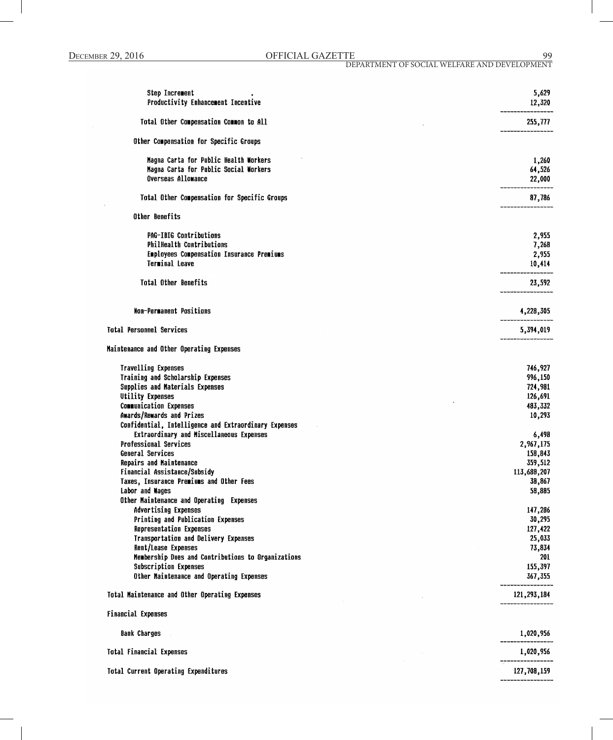| | |
|---|---:|
| Step Increment | 5,629 |
| Productivity Enhancement Incentive | 12,320 |
| Total Other Compensation Common to All | 255,777 |
| Other Compensation for Specific Groups | |
| Magna Carta for Public Health Workers | 1,260 |
| Magna Carta for Public Social Workers | 64,526 |
| Overseas Allowance | 22,000 |
| Total Other Compensation for Specific Groups | 87,786 |
| Other Benefits | |
| PAG-IBIG Contributions | 2,955 |
| PhilHealth Contributions | 7,268 |
| Employees Compensation Insurance Premiums | 2,955 |
| Terminal Leave | 10,414 |
| Total Other Benefits | 23,592 |
| Non-Permanent Positions | 4,228,305 |
| Total Personnel Services | 5,394,019 |
| Maintenance and Other Operating Expenses | |
| Travelling Expenses | 746,927 |
| Training and Scholarship Expenses | 996,150 |
| Supplies and Materials Expenses | 724,981 |
| Utility Expenses | 126,691 |
| Communication Expenses | 483,332 |
| Awards/Rewards and Prizes | 10,293 |
| Confidential, Intelligence and Extraordinary Expenses | |
| Extraordinary and Miscellaneous Expenses | 6,498 |
| Professional Services | 2,967,175 |
| General Services | 158,843 |
| Repairs and Maintenance | 359,512 |
| Financial Assistance/Subsidy | 113,688,207 |
| Taxes, Insurance Premiums and Other Fees | 38,867 |
| Labor and Wages | 58,885 |
| Other Maintenance and Operating Expenses | |
| Advertising Expenses | 147,286 |
| Printing and Publication Expenses | 30,295 |
| Representation Expenses | 127,422 |
| Transportation and Delivery Expenses | 25,033 |
| Rent/Lease Expenses | 73,834 |
| Membership Dues and Contributions to Organizations | 201 |
| Subscription Expenses | 155,397 |
| Other Maintenance and Operating Expenses | 367,355 |
| Total Maintenance and Other Operating Expenses | 121,293,184 |
| Financial Expenses | |
| Bank Charges | 1,020,956 |
| Total Financial Expenses | 1,020,956 |
| Total Current Operating Expenditures | 127,708,159 |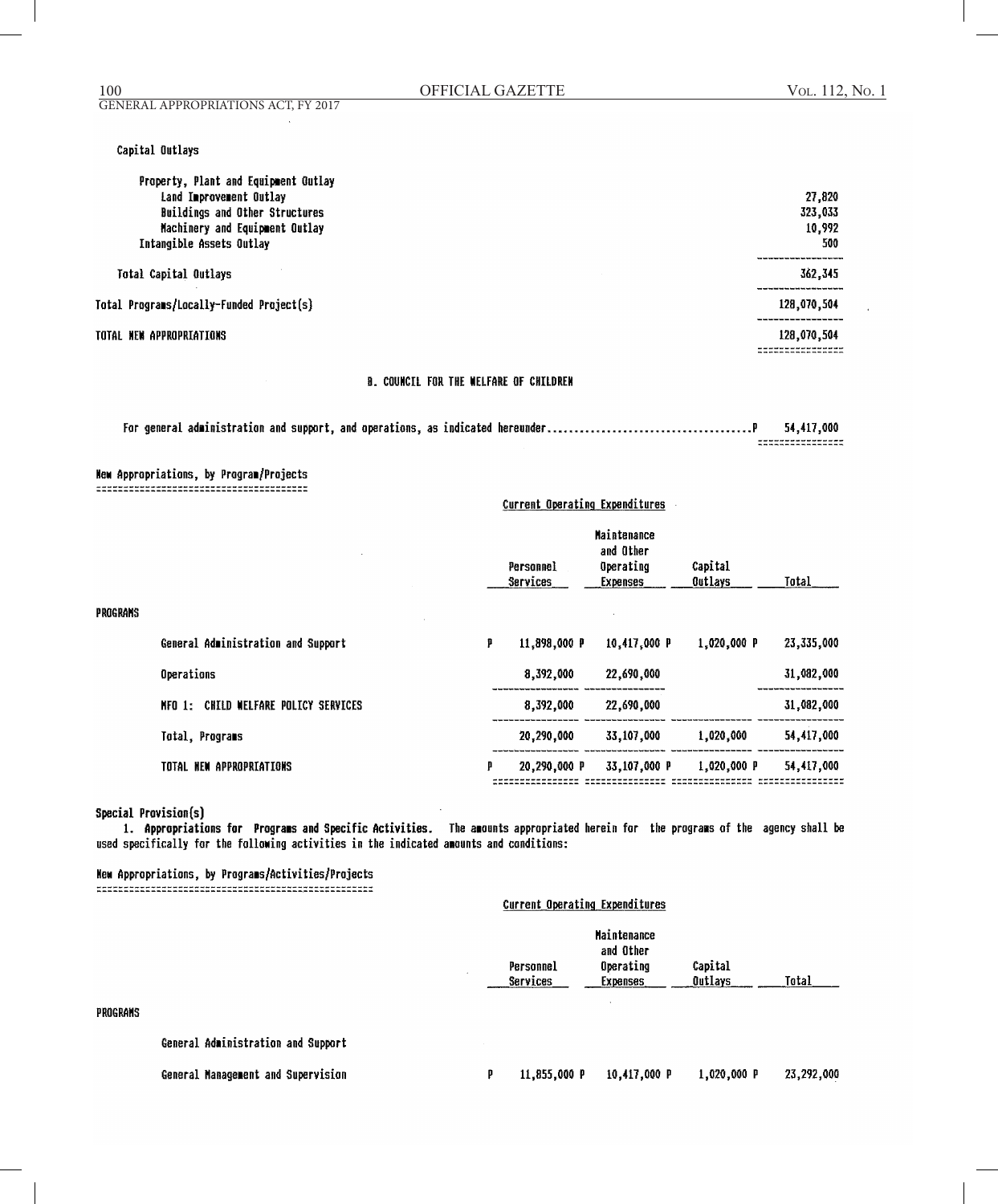Capital Outlays

| | |
|---|---|
| Property, Plant and Equipment Outlay | |
| Land Improvement Outlay | 27,820 |
| Buildings and Other Structures | 323,033 |
| Machinery and Equipment Outlay | 10,992 |
| Intangible Assets Outlay | 500 |
| Total Capital Outlays | 362,345 |
| Total Programs/Locally-Funded Project(s) | 128,070,504 |
| TOTAL NEW APPROPRIATIONS | 128,070,504 |

## B. COUNCIL FOR THE WELFARE OF CHILDREN

For general administration and support, and operations, as indicated hereunder.....................................P 54,417,000

New Appropriations, by Program/Projects

| | Current Operating Expenditures | | | |
|---|---|---|---|---|
| | Personnel Services | Maintenance and Other Operating Expenses | Capital Outlays | Total |
| PROGRAMS | | | | |
| General Administration and Support | P 11,898,000 | P 10,417,000 | P 1,020,000 | P 23,335,000 |
| Operations | 8,392,000 | 22,690,000 | | 31,082,000 |
| MFO 1: CHILD WELFARE POLICY SERVICES | 8,392,000 | 22,690,000 | | 31,082,000 |
| Total, Programs | 20,290,000 | 33,107,000 | 1,020,000 | 54,417,000 |
| TOTAL NEW APPROPRIATIONS | P 20,290,000 | P 33,107,000 | P 1,020,000 | P 54,417,000 |

Special Provision(s)

1. **Appropriations for Programs and Specific Activities.** The amounts appropriated herein for the programs of the agency shall be used specifically for the following activities in the indicated amounts and conditions:

New Appropriations, by Programs/Activities/Projects

| | Current Operating Expenditures | | | |
|---|---|---|---|---|
| | Personnel Services | Maintenance and Other Operating Expenses | Capital Outlays | Total |
| PROGRAMS | | | | |
| General Administration and Support | | | | |
| General Management and Supervision | P 11,855,000 | P 10,417,000 | P 1,020,000 | P 23,292,000 |